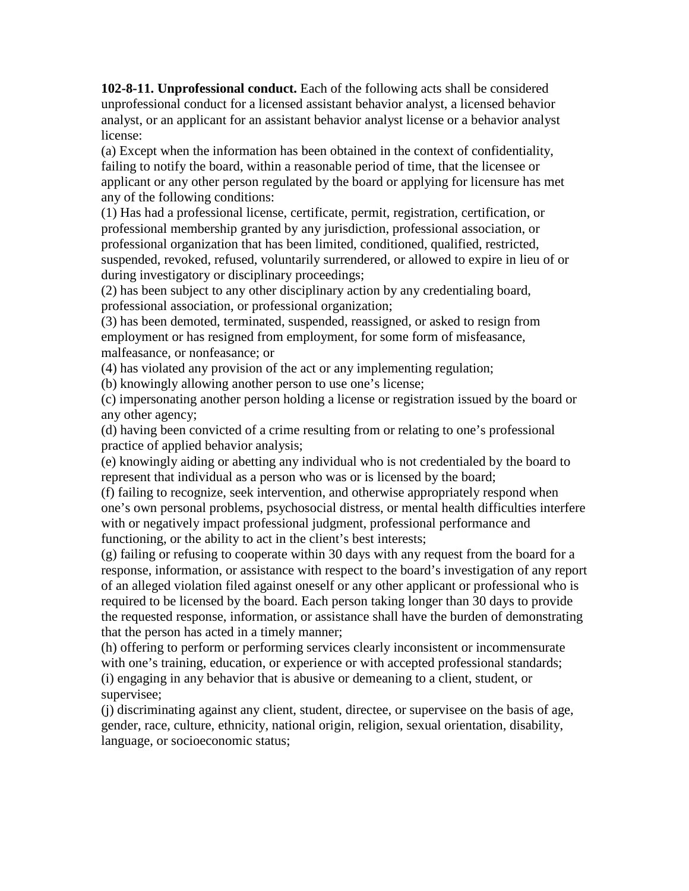**102-8-11. Unprofessional conduct.** Each of the following acts shall be considered unprofessional conduct for a licensed assistant behavior analyst, a licensed behavior analyst, or an applicant for an assistant behavior analyst license or a behavior analyst license:

(a) Except when the information has been obtained in the context of confidentiality, failing to notify the board, within a reasonable period of time, that the licensee or applicant or any other person regulated by the board or applying for licensure has met any of the following conditions:

(1) Has had a professional license, certificate, permit, registration, certification, or professional membership granted by any jurisdiction, professional association, or professional organization that has been limited, conditioned, qualified, restricted, suspended, revoked, refused, voluntarily surrendered, or allowed to expire in lieu of or during investigatory or disciplinary proceedings;

(2) has been subject to any other disciplinary action by any credentialing board, professional association, or professional organization;

(3) has been demoted, terminated, suspended, reassigned, or asked to resign from employment or has resigned from employment, for some form of misfeasance, malfeasance, or nonfeasance; or

(4) has violated any provision of the act or any implementing regulation;

(b) knowingly allowing another person to use one's license;

(c) impersonating another person holding a license or registration issued by the board or any other agency;

(d) having been convicted of a crime resulting from or relating to one's professional practice of applied behavior analysis;

(e) knowingly aiding or abetting any individual who is not credentialed by the board to represent that individual as a person who was or is licensed by the board;

(f) failing to recognize, seek intervention, and otherwise appropriately respond when one's own personal problems, psychosocial distress, or mental health difficulties interfere with or negatively impact professional judgment, professional performance and functioning, or the ability to act in the client's best interests;

(g) failing or refusing to cooperate within 30 days with any request from the board for a response, information, or assistance with respect to the board's investigation of any report of an alleged violation filed against oneself or any other applicant or professional who is required to be licensed by the board. Each person taking longer than 30 days to provide the requested response, information, or assistance shall have the burden of demonstrating that the person has acted in a timely manner;

(h) offering to perform or performing services clearly inconsistent or incommensurate with one's training, education, or experience or with accepted professional standards;

(i) engaging in any behavior that is abusive or demeaning to a client, student, or supervisee;

(j) discriminating against any client, student, directee, or supervisee on the basis of age, gender, race, culture, ethnicity, national origin, religion, sexual orientation, disability, language, or socioeconomic status;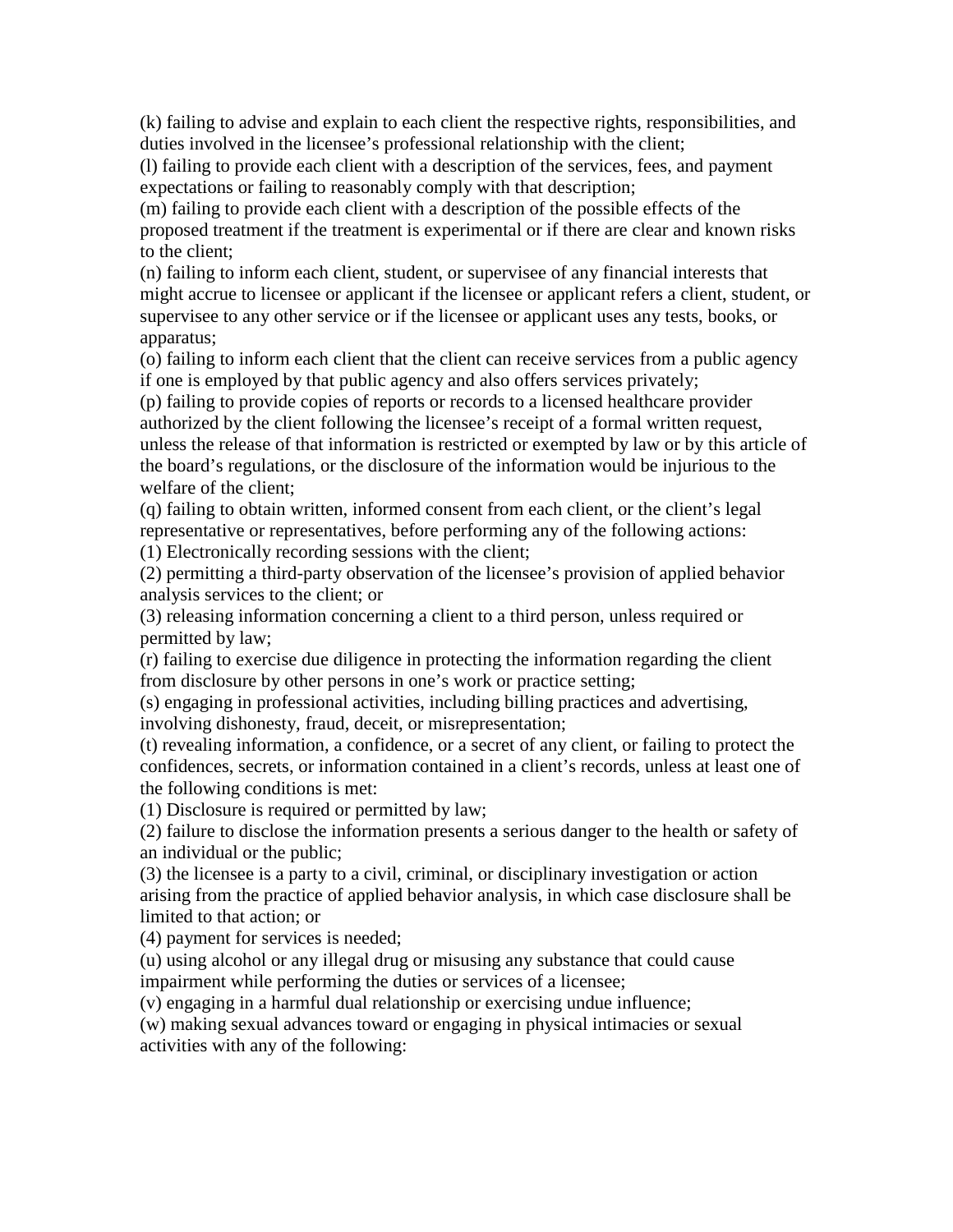(k) failing to advise and explain to each client the respective rights, responsibilities, and duties involved in the licensee's professional relationship with the client;

(l) failing to provide each client with a description of the services, fees, and payment expectations or failing to reasonably comply with that description;

(m) failing to provide each client with a description of the possible effects of the proposed treatment if the treatment is experimental or if there are clear and known risks to the client;

(n) failing to inform each client, student, or supervisee of any financial interests that might accrue to licensee or applicant if the licensee or applicant refers a client, student, or supervisee to any other service or if the licensee or applicant uses any tests, books, or apparatus;

(o) failing to inform each client that the client can receive services from a public agency if one is employed by that public agency and also offers services privately;

(p) failing to provide copies of reports or records to a licensed healthcare provider authorized by the client following the licensee's receipt of a formal written request, unless the release of that information is restricted or exempted by law or by this article of the board's regulations, or the disclosure of the information would be injurious to the welfare of the client;

(q) failing to obtain written, informed consent from each client, or the client's legal representative or representatives, before performing any of the following actions:

(1) Electronically recording sessions with the client;

(2) permitting a third-party observation of the licensee's provision of applied behavior analysis services to the client; or

(3) releasing information concerning a client to a third person, unless required or permitted by law;

(r) failing to exercise due diligence in protecting the information regarding the client from disclosure by other persons in one's work or practice setting;

(s) engaging in professional activities, including billing practices and advertising, involving dishonesty, fraud, deceit, or misrepresentation;

(t) revealing information, a confidence, or a secret of any client, or failing to protect the confidences, secrets, or information contained in a client's records, unless at least one of the following conditions is met:

(1) Disclosure is required or permitted by law;

(2) failure to disclose the information presents a serious danger to the health or safety of an individual or the public;

(3) the licensee is a party to a civil, criminal, or disciplinary investigation or action arising from the practice of applied behavior analysis, in which case disclosure shall be limited to that action; or

(4) payment for services is needed;

(u) using alcohol or any illegal drug or misusing any substance that could cause impairment while performing the duties or services of a licensee;

(v) engaging in a harmful dual relationship or exercising undue influence;

(w) making sexual advances toward or engaging in physical intimacies or sexual activities with any of the following: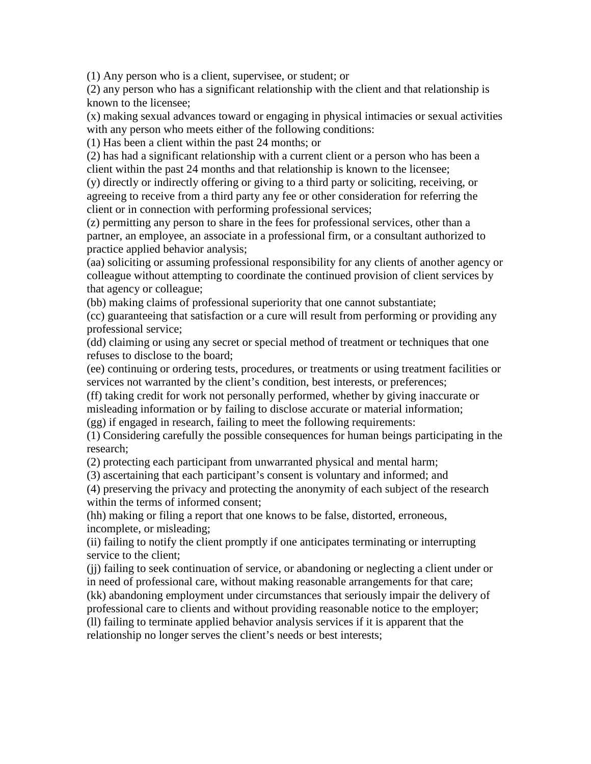(1) Any person who is a client, supervisee, or student; or

(2) any person who has a significant relationship with the client and that relationship is known to the licensee;

(x) making sexual advances toward or engaging in physical intimacies or sexual activities with any person who meets either of the following conditions:

(1) Has been a client within the past 24 months; or

(2) has had a significant relationship with a current client or a person who has been a client within the past 24 months and that relationship is known to the licensee;

(y) directly or indirectly offering or giving to a third party or soliciting, receiving, or agreeing to receive from a third party any fee or other consideration for referring the client or in connection with performing professional services;

(z) permitting any person to share in the fees for professional services, other than a partner, an employee, an associate in a professional firm, or a consultant authorized to practice applied behavior analysis;

(aa) soliciting or assuming professional responsibility for any clients of another agency or colleague without attempting to coordinate the continued provision of client services by that agency or colleague;

(bb) making claims of professional superiority that one cannot substantiate;

(cc) guaranteeing that satisfaction or a cure will result from performing or providing any professional service;

(dd) claiming or using any secret or special method of treatment or techniques that one refuses to disclose to the board;

(ee) continuing or ordering tests, procedures, or treatments or using treatment facilities or services not warranted by the client's condition, best interests, or preferences;

(ff) taking credit for work not personally performed, whether by giving inaccurate or misleading information or by failing to disclose accurate or material information;

(gg) if engaged in research, failing to meet the following requirements:

(1) Considering carefully the possible consequences for human beings participating in the research;

(2) protecting each participant from unwarranted physical and mental harm;

(3) ascertaining that each participant's consent is voluntary and informed; and

(4) preserving the privacy and protecting the anonymity of each subject of the research within the terms of informed consent;

(hh) making or filing a report that one knows to be false, distorted, erroneous, incomplete, or misleading;

(ii) failing to notify the client promptly if one anticipates terminating or interrupting service to the client;

(jj) failing to seek continuation of service, or abandoning or neglecting a client under or in need of professional care, without making reasonable arrangements for that care;

(kk) abandoning employment under circumstances that seriously impair the delivery of professional care to clients and without providing reasonable notice to the employer;

(ll) failing to terminate applied behavior analysis services if it is apparent that the relationship no longer serves the client's needs or best interests;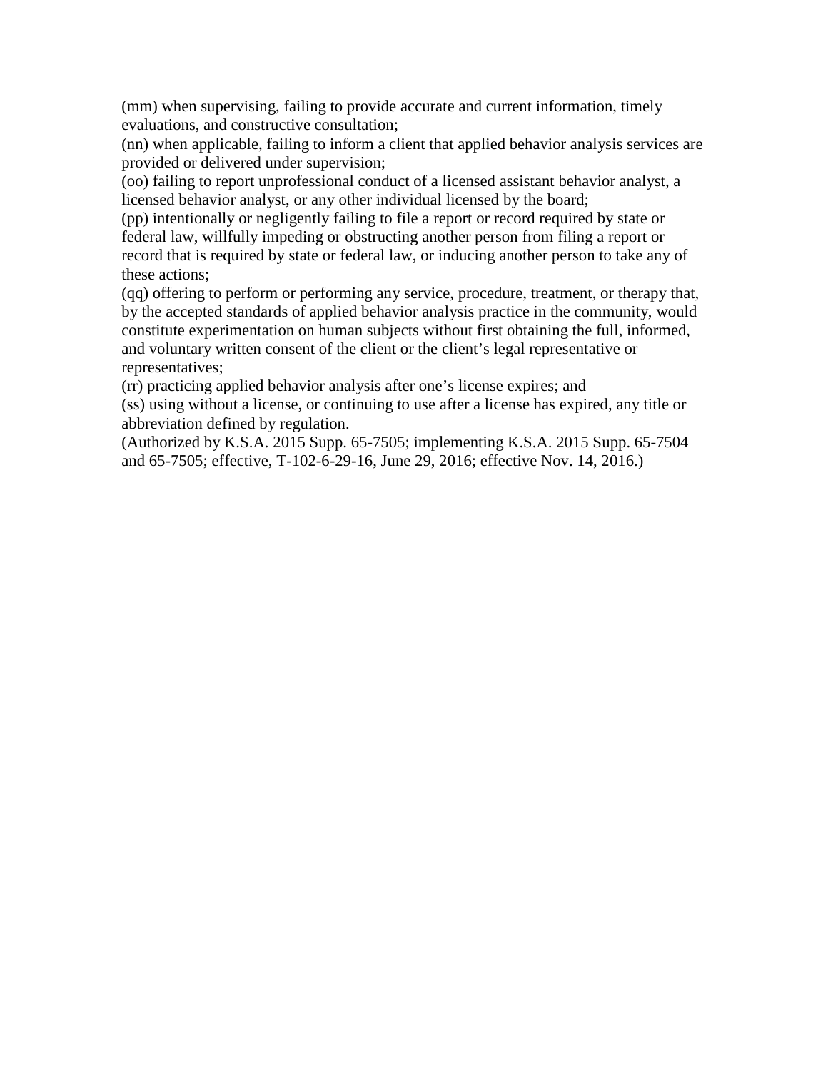(mm) when supervising, failing to provide accurate and current information, timely evaluations, and constructive consultation;

(nn) when applicable, failing to inform a client that applied behavior analysis services are provided or delivered under supervision;

(oo) failing to report unprofessional conduct of a licensed assistant behavior analyst, a licensed behavior analyst, or any other individual licensed by the board;

(pp) intentionally or negligently failing to file a report or record required by state or federal law, willfully impeding or obstructing another person from filing a report or record that is required by state or federal law, or inducing another person to take any of these actions;

(qq) offering to perform or performing any service, procedure, treatment, or therapy that, by the accepted standards of applied behavior analysis practice in the community, would constitute experimentation on human subjects without first obtaining the full, informed, and voluntary written consent of the client or the client's legal representative or representatives;

(rr) practicing applied behavior analysis after one's license expires; and

(ss) using without a license, or continuing to use after a license has expired, any title or abbreviation defined by regulation.

(Authorized by K.S.A. 2015 Supp. 65-7505; implementing K.S.A. 2015 Supp. 65-7504 and 65-7505; effective, T-102-6-29-16, June 29, 2016; effective Nov. 14, 2016.)